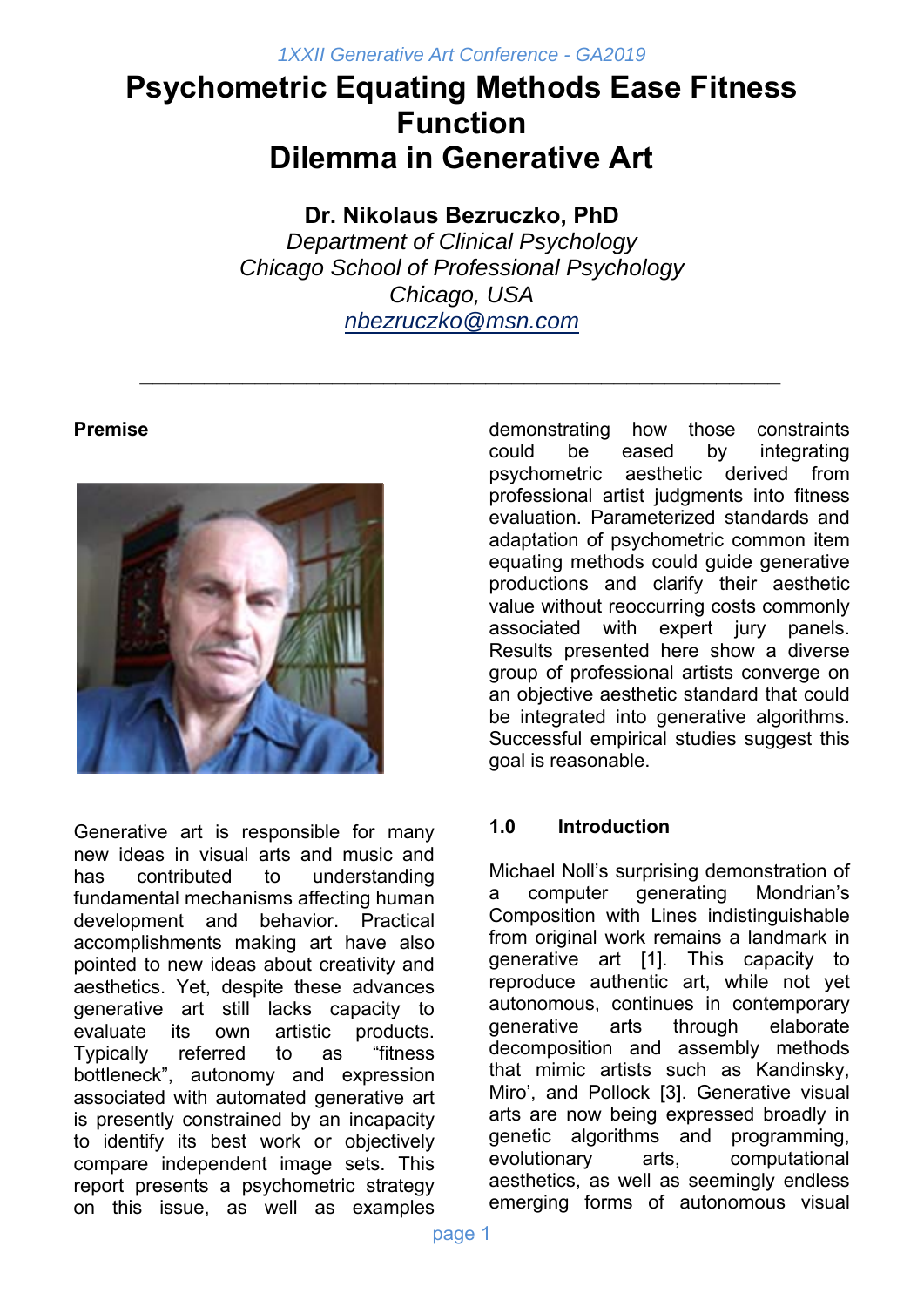# Psychometric Equating Methods Ease Fitness Function Dilemma in Generative Art

**Dr. Nikolaus Bezruczko, PhD**
*Department of Clinical Psychology*
*Chicago School of Professional Psychology*
*Chicago, USA*
*nbezruczko@msn.com*

---

**Premise**

Generative art is responsible for many new ideas in visual arts and music and has contributed to understanding fundamental mechanisms affecting human development and behavior. Practical accomplishments making art have also pointed to new ideas about creativity and aesthetics. Yet, despite these advances generative art still lacks capacity to evaluate its own artistic products. Typically referred to as "fitness bottleneck", autonomy and expression associated with automated generative art is presently constrained by an incapacity to identify its best work or objectively compare independent image sets. This report presents a psychometric strategy on this issue, as well as examples demonstrating how those constraints could be eased by integrating psychometric aesthetic derived from professional artist judgments into fitness evaluation. Parameterized standards and adaptation of psychometric common item equating methods could guide generative productions and clarify their aesthetic value without reoccurring costs commonly associated with expert jury panels. Results presented here show a diverse group of professional artists converge on an objective aesthetic standard that could be integrated into generative algorithms. Successful empirical studies suggest this goal is reasonable.

## 1.0 Introduction

Michael Noll's surprising demonstration of a computer generating Mondrian's Composition with Lines indistinguishable from original work remains a landmark in generative art [1]. This capacity to reproduce authentic art, while not yet autonomous, continues in contemporary generative arts through elaborate decomposition and assembly methods that mimic artists such as Kandinsky, Miro', and Pollock [3]. Generative visual arts are now being expressed broadly in genetic algorithms and programming, evolutionary arts, computational aesthetics, as well as seemingly endless emerging forms of autonomous visual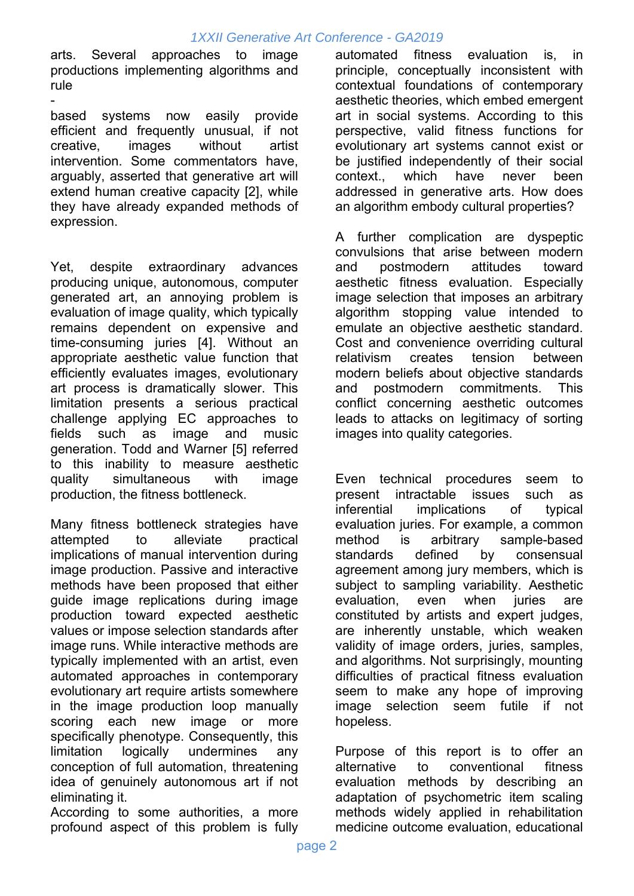arts. Several approaches to image productions implementing algorithms and rule-based systems now easily provide efficient and frequently unusual, if not creative, images without artist intervention. Some commentators have, arguably, asserted that generative art will extend human creative capacity [2], while they have already expanded methods of expression.

Yet, despite extraordinary advances producing unique, autonomous, computer generated art, an annoying problem is evaluation of image quality, which typically remains dependent on expensive and time-consuming juries [4]. Without an appropriate aesthetic value function that efficiently evaluates images, evolutionary art process is dramatically slower. This limitation presents a serious practical challenge applying EC approaches to fields such as image and music generation. Todd and Warner [5] referred to this inability to measure aesthetic quality simultaneous with image production, the fitness bottleneck.

Many fitness bottleneck strategies have attempted to alleviate practical implications of manual intervention during image production. Passive and interactive methods have been proposed that either guide image replications during image production toward expected aesthetic values or impose selection standards after image runs. While interactive methods are typically implemented with an artist, even automated approaches in contemporary evolutionary art require artists somewhere in the image production loop manually scoring each new image or more specifically phenotype. Consequently, this limitation logically undermines any conception of full automation, threatening idea of genuinely autonomous art if not eliminating it.
According to some authorities, a more profound aspect of this problem is fully automated fitness evaluation is, in principle, conceptually inconsistent with contextual foundations of contemporary aesthetic theories, which embed emergent art in social systems. According to this perspective, valid fitness functions for evolutionary art systems cannot exist or be justified independently of their social context., which have never been addressed in generative arts. How does an algorithm embody cultural properties?

A further complication are dyspeptic convulsions that arise between modern and postmodern attitudes toward aesthetic fitness evaluation. Especially image selection that imposes an arbitrary algorithm stopping value intended to emulate an objective aesthetic standard. Cost and convenience overriding cultural relativism creates tension between modern beliefs about objective standards and postmodern commitments. This conflict concerning aesthetic outcomes leads to attacks on legitimacy of sorting images into quality categories.

Even technical procedures seem to present intractable issues such as inferential implications of typical evaluation juries. For example, a common method is arbitrary sample-based standards defined by consensual agreement among jury members, which is subject to sampling variability. Aesthetic evaluation, even when juries are constituted by artists and expert judges, are inherently unstable, which weaken validity of image orders, juries, samples, and algorithms. Not surprisingly, mounting difficulties of practical fitness evaluation seem to make any hope of improving image selection seem futile if not hopeless.

Purpose of this report is to offer an alternative to conventional fitness evaluation methods by describing an adaptation of psychometric item scaling methods widely applied in rehabilitation medicine outcome evaluation, educational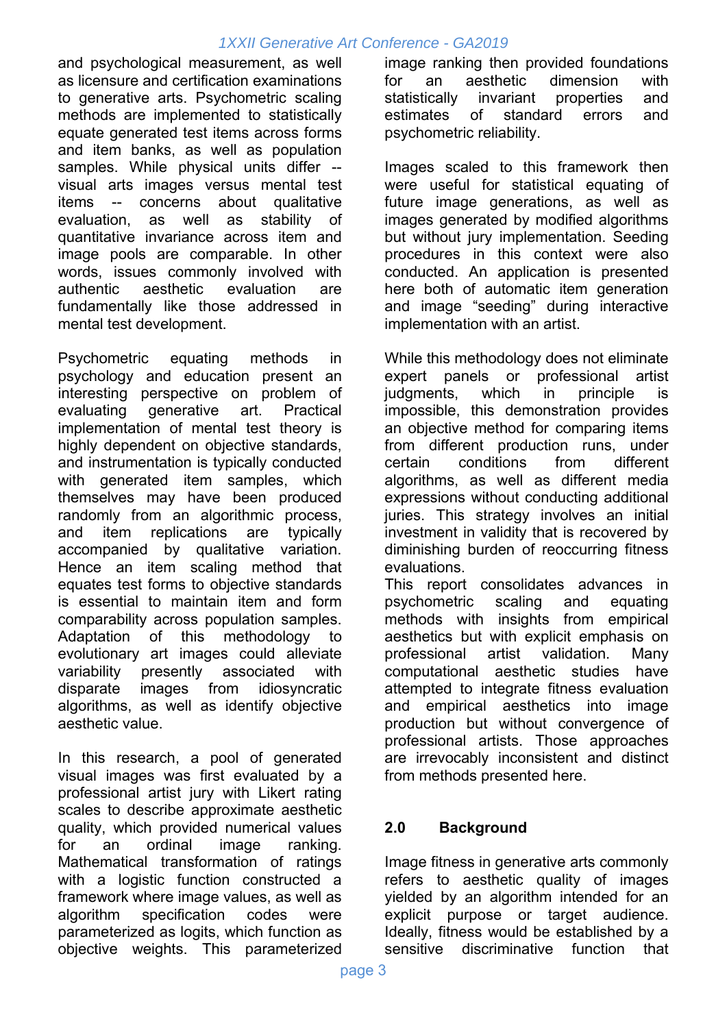and psychological measurement, as well as licensure and certification examinations to generative arts. Psychometric scaling methods are implemented to statistically equate generated test items across forms and item banks, as well as population samples. While physical units differ -- visual arts images versus mental test items -- concerns about qualitative evaluation, as well as stability of quantitative invariance across item and image pools are comparable. In other words, issues commonly involved with authentic aesthetic evaluation are fundamentally like those addressed in mental test development.

Psychometric equating methods in psychology and education present an interesting perspective on problem of evaluating generative art. Practical implementation of mental test theory is highly dependent on objective standards, and instrumentation is typically conducted with generated item samples, which themselves may have been produced randomly from an algorithmic process, and item replications are typically accompanied by qualitative variation. Hence an item scaling method that equates test forms to objective standards is essential to maintain item and form comparability across population samples. Adaptation of this methodology to evolutionary art images could alleviate variability presently associated with disparate images from idiosyncratic algorithms, as well as identify objective aesthetic value.

In this research, a pool of generated visual images was first evaluated by a professional artist jury with Likert rating scales to describe approximate aesthetic quality, which provided numerical values for an ordinal image ranking. Mathematical transformation of ratings with a logistic function constructed a framework where image values, as well as algorithm specification codes were parameterized as logits, which function as objective weights. This parameterized image ranking then provided foundations for an aesthetic dimension with statistically invariant properties and estimates of standard errors and psychometric reliability.

Images scaled to this framework then were useful for statistical equating of future image generations, as well as images generated by modified algorithms but without jury implementation. Seeding procedures in this context were also conducted. An application is presented here both of automatic item generation and image "seeding" during interactive implementation with an artist.

While this methodology does not eliminate expert panels or professional artist judgments, which in principle is impossible, this demonstration provides an objective method for comparing items from different production runs, under certain conditions from different algorithms, as well as different media expressions without conducting additional juries. This strategy involves an initial investment in validity that is recovered by diminishing burden of reoccurring fitness evaluations.

This report consolidates advances in psychometric scaling and equating methods with insights from empirical aesthetics but with explicit emphasis on professional artist validation. Many computational aesthetic studies have attempted to integrate fitness evaluation and empirical aesthetics into image production but without convergence of professional artists. Those approaches are irrevocably inconsistent and distinct from methods presented here.

## 2.0 Background

Image fitness in generative arts commonly refers to aesthetic quality of images yielded by an algorithm intended for an explicit purpose or target audience. Ideally, fitness would be established by a sensitive discriminative function that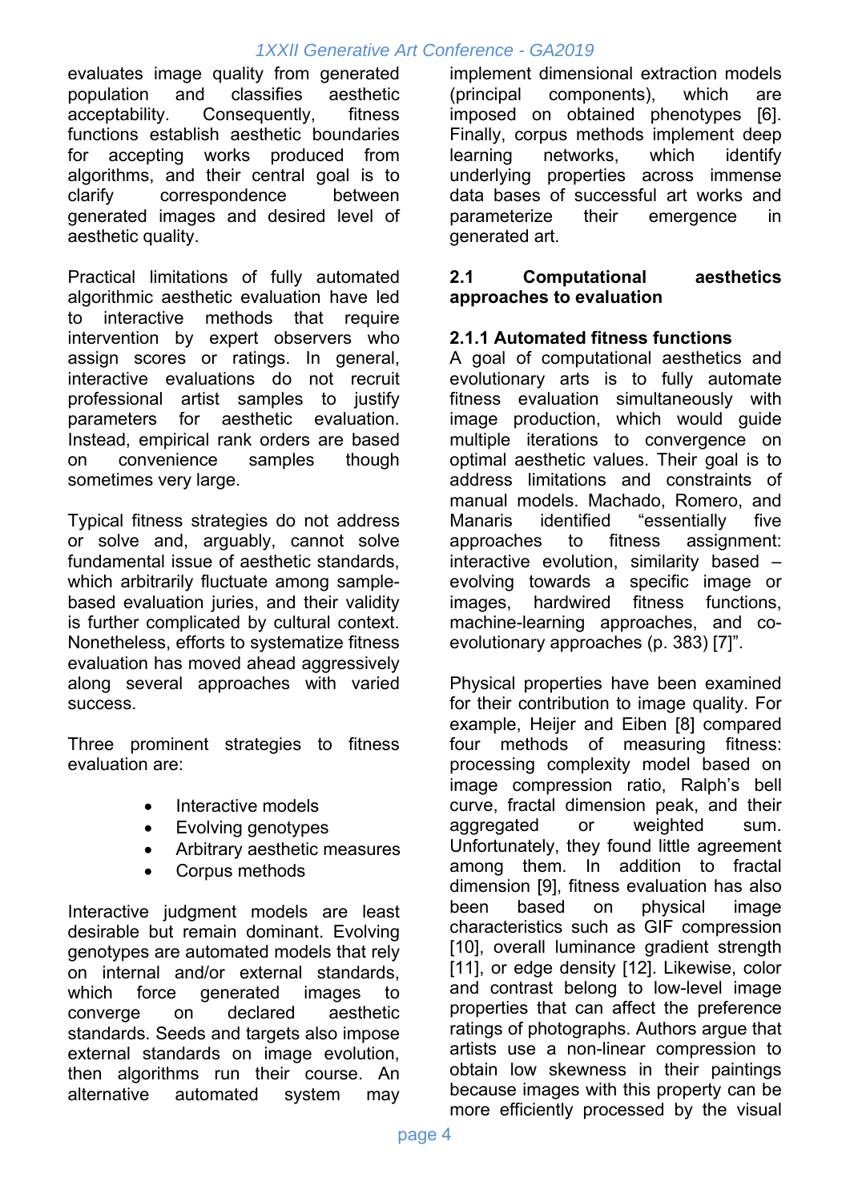evaluates image quality from generated population and classifies aesthetic acceptability. Consequently, fitness functions establish aesthetic boundaries for accepting works produced from algorithms, and their central goal is to clarify correspondence between generated images and desired level of aesthetic quality.

Practical limitations of fully automated algorithmic aesthetic evaluation have led to interactive methods that require intervention by expert observers who assign scores or ratings. In general, interactive evaluations do not recruit professional artist samples to justify parameters for aesthetic evaluation. Instead, empirical rank orders are based on convenience samples though sometimes very large.

Typical fitness strategies do not address or solve and, arguably, cannot solve fundamental issue of aesthetic standards, which arbitrarily fluctuate among sample-based evaluation juries, and their validity is further complicated by cultural context. Nonetheless, efforts to systematize fitness evaluation has moved ahead aggressively along several approaches with varied success.

Three prominent strategies to fitness evaluation are:

- Interactive models
- Evolving genotypes
- Arbitrary aesthetic measures
- Corpus methods

Interactive judgment models are least desirable but remain dominant. Evolving genotypes are automated models that rely on internal and/or external standards, which force generated images to converge on declared aesthetic standards. Seeds and targets also impose external standards on image evolution, then algorithms run their course. An alternative automated system may implement dimensional extraction models (principal components), which are imposed on obtained phenotypes [6]. Finally, corpus methods implement deep learning networks, which identify underlying properties across immense data bases of successful art works and parameterize their emergence in generated art.

## 2.1 Computational aesthetics approaches to evaluation

### 2.1.1 Automated fitness functions

A goal of computational aesthetics and evolutionary arts is to fully automate fitness evaluation simultaneously with image production, which would guide multiple iterations to convergence on optimal aesthetic values. Their goal is to address limitations and constraints of manual models. Machado, Romero, and Manaris identified "essentially five approaches to fitness assignment: interactive evolution, similarity based – evolving towards a specific image or images, hardwired fitness functions, machine-learning approaches, and co-evolutionary approaches (p. 383) [7]".

Physical properties have been examined for their contribution to image quality. For example, Heijer and Eiben [8] compared four methods of measuring fitness: processing complexity model based on image compression ratio, Ralph's bell curve, fractal dimension peak, and their aggregated or weighted sum. Unfortunately, they found little agreement among them. In addition to fractal dimension [9], fitness evaluation has also been based on physical image characteristics such as GIF compression [10], overall luminance gradient strength [11], or edge density [12]. Likewise, color and contrast belong to low-level image properties that can affect the preference ratings of photographs. Authors argue that artists use a non-linear compression to obtain low skewness in their paintings because images with this property can be more efficiently processed by the visual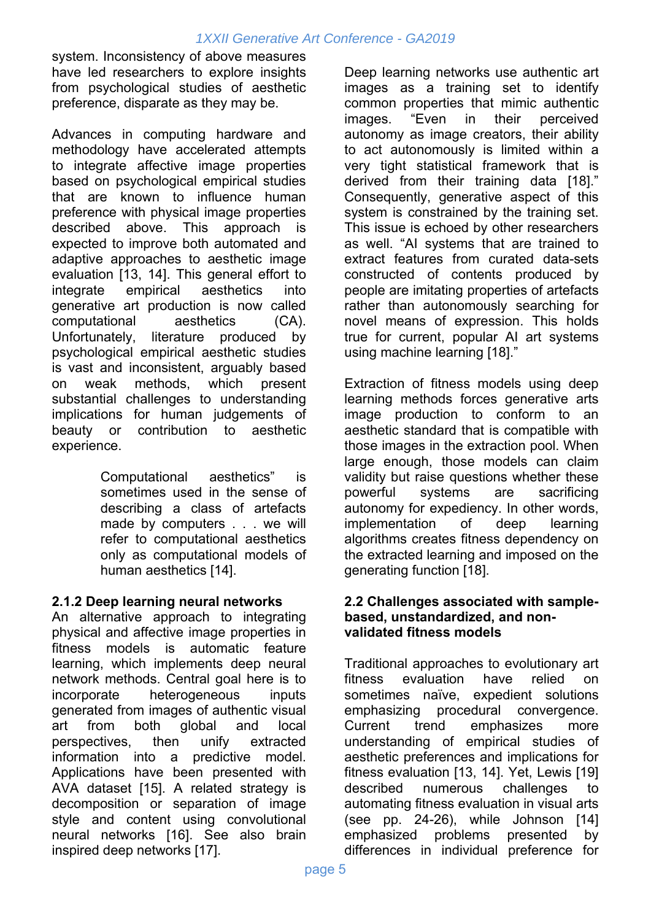system. Inconsistency of above measures have led researchers to explore insights from psychological studies of aesthetic preference, disparate as they may be.

Advances in computing hardware and methodology have accelerated attempts to integrate affective image properties based on psychological empirical studies that are known to influence human preference with physical image properties described above. This approach is expected to improve both automated and adaptive approaches to aesthetic image evaluation [13, 14]. This general effort to integrate empirical aesthetics into generative art production is now called computational aesthetics (CA). Unfortunately, literature produced by psychological empirical aesthetic studies is vast and inconsistent, arguably based on weak methods, which present substantial challenges to understanding implications for human judgements of beauty or contribution to aesthetic experience.

> Computational aesthetics" is sometimes used in the sense of describing a class of artefacts made by computers . . . we will refer to computational aesthetics only as computational models of human aesthetics [14].

### 2.1.2 Deep learning neural networks

An alternative approach to integrating physical and affective image properties in fitness models is automatic feature learning, which implements deep neural network methods. Central goal here is to incorporate heterogeneous inputs generated from images of authentic visual art from both global and local perspectives, then unify extracted information into a predictive model. Applications have been presented with AVA dataset [15]. A related strategy is decomposition or separation of image style and content using convolutional neural networks [16]. See also brain inspired deep networks [17].

Deep learning networks use authentic art images as a training set to identify common properties that mimic authentic images. "Even in their perceived autonomy as image creators, their ability to act autonomously is limited within a very tight statistical framework that is derived from their training data [18]." Consequently, generative aspect of this system is constrained by the training set. This issue is echoed by other researchers as well. "AI systems that are trained to extract features from curated data-sets constructed of contents produced by people are imitating properties of artefacts rather than autonomously searching for novel means of expression. This holds true for current, popular AI art systems using machine learning [18]."

Extraction of fitness models using deep learning methods forces generative arts image production to conform to an aesthetic standard that is compatible with those images in the extraction pool. When large enough, those models can claim validity but raise questions whether these powerful systems are sacrificing autonomy for expediency. In other words, implementation of deep learning algorithms creates fitness dependency on the extracted learning and imposed on the generating function [18].

## 2.2 Challenges associated with sample-based, unstandardized, and non-validated fitness models

Traditional approaches to evolutionary art fitness evaluation have relied on sometimes naïve, expedient solutions emphasizing procedural convergence. Current trend emphasizes more understanding of empirical studies of aesthetic preferences and implications for fitness evaluation [13, 14]. Yet, Lewis [19] described numerous challenges to automating fitness evaluation in visual arts (see pp. 24-26), while Johnson [14] emphasized problems presented by differences in individual preference for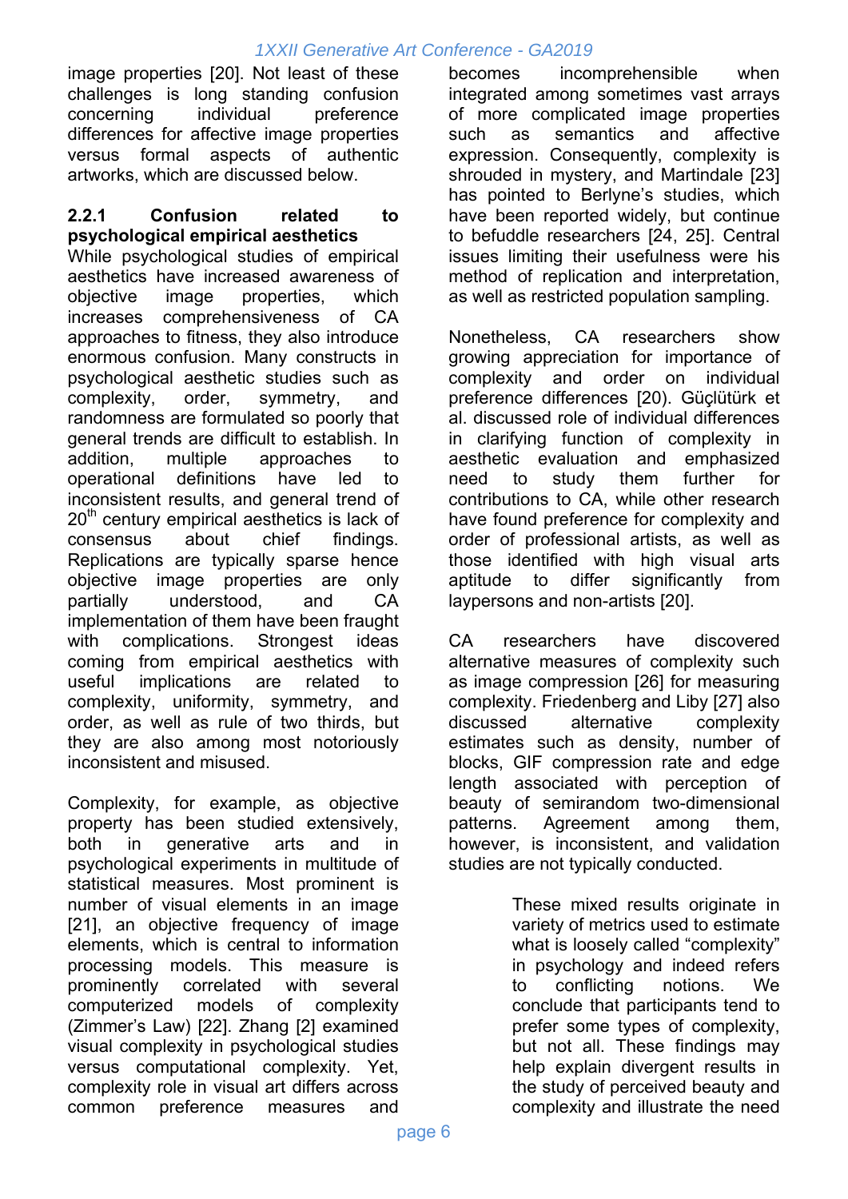image properties [20]. Not least of these challenges is long standing confusion concerning individual preference differences for affective image properties versus formal aspects of authentic artworks, which are discussed below.

#### 2.2.1 Confusion related to psychological empirical aesthetics

While psychological studies of empirical aesthetics have increased awareness of objective image properties, which increases comprehensiveness of CA approaches to fitness, they also introduce enormous confusion. Many constructs in psychological aesthetic studies such as complexity, order, symmetry, and randomness are formulated so poorly that general trends are difficult to establish. In addition, multiple approaches to operational definitions have led to inconsistent results, and general trend of 20$^{th}$ century empirical aesthetics is lack of consensus about chief findings. Replications are typically sparse hence objective image properties are only partially understood, and CA implementation of them have been fraught with complications. Strongest ideas coming from empirical aesthetics with useful implications are related to complexity, uniformity, symmetry, and order, as well as rule of two thirds, but they are also among most notoriously inconsistent and misused.

Complexity, for example, as objective property has been studied extensively, both in generative arts and in psychological experiments in multitude of statistical measures. Most prominent is number of visual elements in an image [21], an objective frequency of image elements, which is central to information processing models. This measure is prominently correlated with several computerized models of complexity (Zimmer's Law) [22]. Zhang [2] examined visual complexity in psychological studies versus computational complexity. Yet, complexity role in visual art differs across common preference measures and becomes incomprehensible when integrated among sometimes vast arrays of more complicated image properties such as semantics and affective expression. Consequently, complexity is shrouded in mystery, and Martindale [23] has pointed to Berlyne's studies, which have been reported widely, but continue to befuddle researchers [24, 25]. Central issues limiting their usefulness were his method of replication and interpretation, as well as restricted population sampling.

Nonetheless, CA researchers show growing appreciation for importance of complexity and order on individual preference differences [20]. Güçlütürk et al. discussed role of individual differences in clarifying function of complexity in aesthetic evaluation and emphasized need to study them further for contributions to CA, while other research have found preference for complexity and order of professional artists, as well as those identified with high visual arts aptitude to differ significantly from laypersons and non-artists [20].

CA researchers have discovered alternative measures of complexity such as image compression [26] for measuring complexity. Friedenberg and Liby [27] also discussed alternative complexity estimates such as density, number of blocks, GIF compression rate and edge length associated with perception of beauty of semirandom two-dimensional patterns. Agreement among them, however, is inconsistent, and validation studies are not typically conducted.

> These mixed results originate in variety of metrics used to estimate what is loosely called "complexity" in psychology and indeed refers to conflicting notions. We conclude that participants tend to prefer some types of complexity, but not all. These findings may help explain divergent results in the study of perceived beauty and complexity and illustrate the need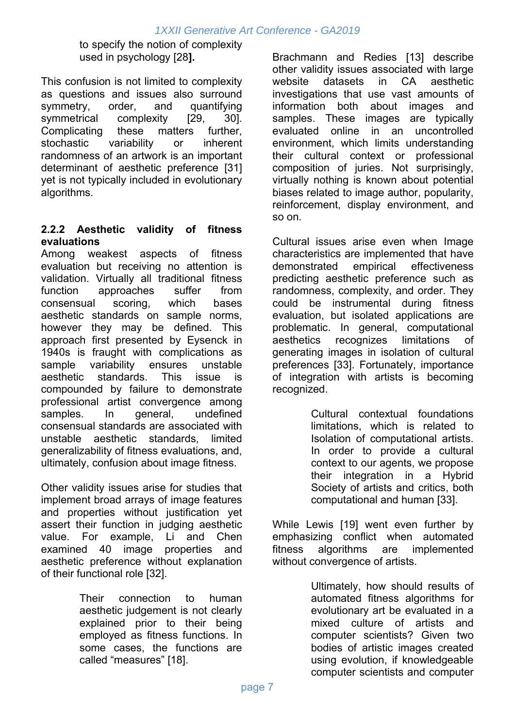to specify the notion of complexity used in psychology [28].

This confusion is not limited to complexity as questions and issues also surround symmetry, order, and quantifying symmetrical complexity [29, 30]. Complicating these matters further, stochastic variability or inherent randomness of an artwork is an important determinant of aesthetic preference [31] yet is not typically included in evolutionary algorithms.

### 2.2.2 Aesthetic validity of fitness evaluations

Among weakest aspects of fitness evaluation but receiving no attention is validation. Virtually all traditional fitness function approaches suffer from consensual scoring, which bases aesthetic standards on sample norms, however they may be defined. This approach first presented by Eysenck in 1940s is fraught with complications as sample variability ensures unstable aesthetic standards. This issue is compounded by failure to demonstrate professional artist convergence among samples. In general, undefined consensual standards are associated with unstable aesthetic standards, limited generalizability of fitness evaluations, and, ultimately, confusion about image fitness.

Other validity issues arise for studies that implement broad arrays of image features and properties without justification yet assert their function in judging aesthetic value. For example, Li and Chen examined 40 image properties and aesthetic preference without explanation of their functional role [32].

> Their connection to human aesthetic judgement is not clearly explained prior to their being employed as fitness functions. In some cases, the functions are called "measures" [18].

Brachmann and Redies [13] describe other validity issues associated with large website datasets in CA aesthetic investigations that use vast amounts of information both about images and samples. These images are typically evaluated online in an uncontrolled environment, which limits understanding their cultural context or professional composition of juries. Not surprisingly, virtually nothing is known about potential biases related to image author, popularity, reinforcement, display environment, and so on.

Cultural issues arise even when Image characteristics are implemented that have demonstrated empirical effectiveness predicting aesthetic preference such as randomness, complexity, and order. They could be instrumental during fitness evaluation, but isolated applications are problematic. In general, computational aesthetics recognizes limitations of generating images in isolation of cultural preferences [33]. Fortunately, importance of integration with artists is becoming recognized.

> Cultural contextual foundations limitations, which is related to Isolation of computational artists. In order to provide a cultural context to our agents, we propose their integration in a Hybrid Society of artists and critics, both computational and human [33].

While Lewis [19] went even further by emphasizing conflict when automated fitness algorithms are implemented without convergence of artists.

> Ultimately, how should results of automated fitness algorithms for evolutionary art be evaluated in a mixed culture of artists and computer scientists? Given two bodies of artistic images created using evolution, if knowledgeable computer scientists and computer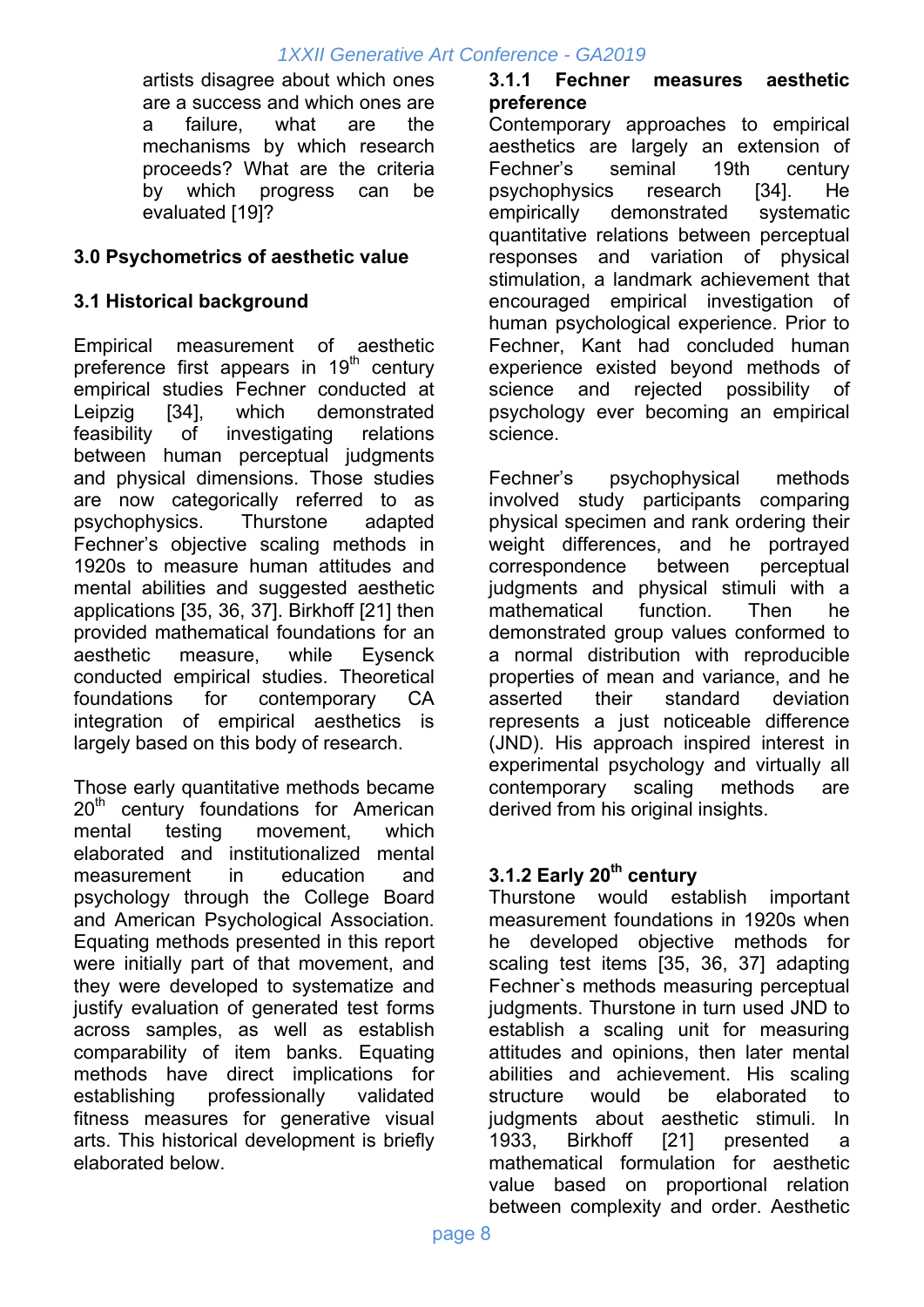artists disagree about which ones are a success and which ones are a failure, what are the mechanisms by which research proceeds? What are the criteria by which progress can be evaluated [19]?

## 3.0 Psychometrics of aesthetic value

### 3.1 Historical background

Empirical measurement of aesthetic preference first appears in 19th century empirical studies Fechner conducted at Leipzig [34], which demonstrated feasibility of investigating relations between human perceptual judgments and physical dimensions. Those studies are now categorically referred to as psychophysics. Thurstone adapted Fechner's objective scaling methods in 1920s to measure human attitudes and mental abilities and suggested aesthetic applications [35, 36, 37]. Birkhoff [21] then provided mathematical foundations for an aesthetic measure, while Eysenck conducted empirical studies. Theoretical foundations for contemporary CA integration of empirical aesthetics is largely based on this body of research.

Those early quantitative methods became 20th century foundations for American mental testing movement, which elaborated and institutionalized mental measurement in education and psychology through the College Board and American Psychological Association. Equating methods presented in this report were initially part of that movement, and they were developed to systematize and justify evaluation of generated test forms across samples, as well as establish comparability of item banks. Equating methods have direct implications for establishing professionally validated fitness measures for generative visual arts. This historical development is briefly elaborated below.

#### 3.1.1 Fechner measures aesthetic preference

Contemporary approaches to empirical aesthetics are largely an extension of Fechner's seminal 19th century psychophysics research [34]. He empirically demonstrated systematic quantitative relations between perceptual responses and variation of physical stimulation, a landmark achievement that encouraged empirical investigation of human psychological experience. Prior to Fechner, Kant had concluded human experience existed beyond methods of science and rejected possibility of psychology ever becoming an empirical science.

Fechner's psychophysical methods involved study participants comparing physical specimen and rank ordering their weight differences, and he portrayed correspondence between perceptual judgments and physical stimuli with a mathematical function. Then he demonstrated group values conformed to a normal distribution with reproducible properties of mean and variance, and he asserted their standard deviation represents a just noticeable difference (JND). His approach inspired interest in experimental psychology and virtually all contemporary scaling methods are derived from his original insights.

#### 3.1.2 Early 20th century

Thurstone would establish important measurement foundations in 1920s when he developed objective methods for scaling test items [35, 36, 37] adapting Fechner`s methods measuring perceptual judgments. Thurstone in turn used JND to establish a scaling unit for measuring attitudes and opinions, then later mental abilities and achievement. His scaling structure would be elaborated to judgments about aesthetic stimuli. In 1933, Birkhoff [21] presented a mathematical formulation for aesthetic value based on proportional relation between complexity and order. Aesthetic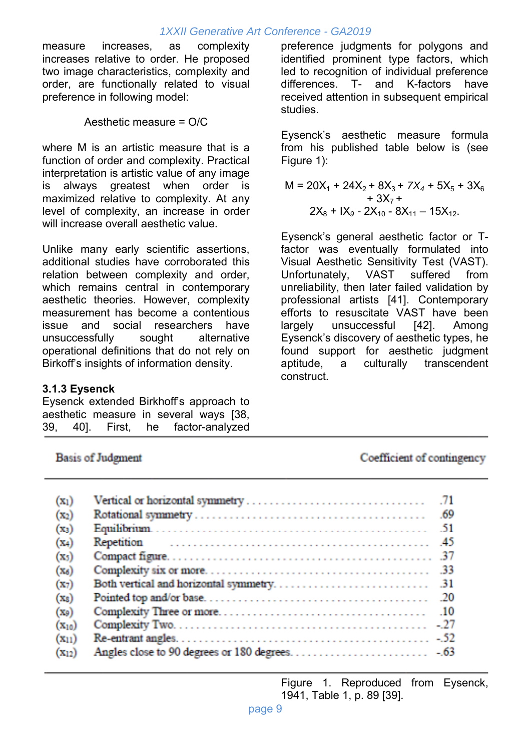measure increases, as complexity increases relative to order. He proposed two image characteristics, complexity and order, are functionally related to visual preference in following model:

Aesthetic measure = O/C

where M is an artistic measure that is a function of order and complexity. Practical interpretation is artistic value of any image is always greatest when order is maximized relative to complexity. At any level of complexity, an increase in order will increase overall aesthetic value.

Unlike many early scientific assertions, additional studies have corroborated this relation between complexity and order, which remains central in contemporary aesthetic theories. However, complexity measurement has become a contentious issue and social researchers have unsuccessfully sought alternative operational definitions that do not rely on Birkoff's insights of information density.

### 3.1.3 Eysenck

Eysenck extended Birkhoff's approach to aesthetic measure in several ways [38, 39, 40]. First, he factor-analyzed preference judgments for polygons and identified prominent type factors, which led to recognition of individual preference differences. T- and K-factors have received attention in subsequent empirical studies.

Eysenck's aesthetic measure formula from his published table below is (see Figure 1):

$$M = 20X_1 + 24X_2 + 8X_3 + 7X_4 + 5X_5 + 3X_6 + 3X_7 + 2X_8 + IX_9 - 2X_{10} - 8X_{11} – 15X_{12}.$$

Eysenck's general aesthetic factor or T-factor was eventually formulated into Visual Aesthetic Sensitivity Test (VAST). Unfortunately, VAST suffered from unreliability, then later failed validation by professional artists [41]. Contemporary efforts to resuscitate VAST have been largely unsuccessful [42]. Among Eysenck's discovery of aesthetic types, he found support for aesthetic judgment aptitude, a culturally transcendent construct.

| | Basis of Judgment | Coefficient of contingency |
|---|---|---|
| ($x_1$) | Vertical or horizontal symmetry | .71 |
| ($x_2$) | Rotational symmetry | .69 |
| ($x_3$) | Equilibrium | .51 |
| ($x_4$) | Repetition | .45 |
| ($x_5$) | Compact figure | .37 |
| ($x_6$) | Complexity six or more | .33 |
| ($x_7$) | Both vertical and horizontal symmetry | .31 |
| ($x_8$) | Pointed top and/or base | .20 |
| ($x_9$) | Complexity Three or more | .10 |
| ($x_{10}$) | Complexity Two | -.27 |
| ($x_{11}$) | Re-entrant angles | -.52 |
| ($x_{12}$) | Angles close to 90 degrees or 180 degrees | -.63 |

Figure 1. Reproduced from Eysenck, 1941, Table 1, p. 89 [39].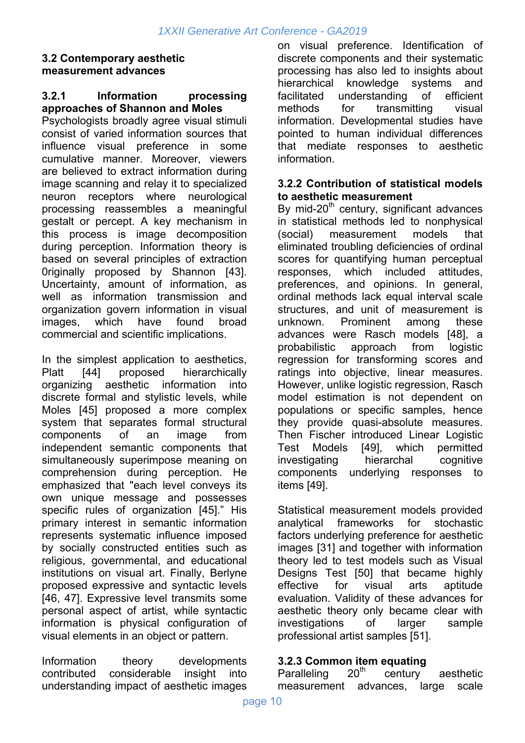### 3.2 Contemporary aesthetic measurement advances

#### 3.2.1 Information processing approaches of Shannon and Moles

Psychologists broadly agree visual stimuli consist of varied information sources that influence visual preference in some cumulative manner. Moreover, viewers are believed to extract information during image scanning and relay it to specialized neuron receptors where neurological processing reassembles a meaningful gestalt or percept. A key mechanism in this process is image decomposition during perception. Information theory is based on several principles of extraction 0riginally proposed by Shannon [43]. Uncertainty, amount of information, as well as information transmission and organization govern information in visual images, which have found broad commercial and scientific implications.

In the simplest application to aesthetics, Platt [44] proposed hierarchically organizing aesthetic information into discrete formal and stylistic levels, while Moles [45] proposed a more complex system that separates formal structural components of an image from independent semantic components that simultaneously superimpose meaning on comprehension during perception. He emphasized that "each level conveys its own unique message and possesses specific rules of organization [45]." His primary interest in semantic information represents systematic influence imposed by socially constructed entities such as religious, governmental, and educational institutions on visual art. Finally, Berlyne proposed expressive and syntactic levels [46, 47]. Expressive level transmits some personal aspect of artist, while syntactic information is physical configuration of visual elements in an object or pattern.

Information theory developments contributed considerable insight into understanding impact of aesthetic images on visual preference. Identification of discrete components and their systematic processing has also led to insights about hierarchical knowledge systems and facilitated understanding of efficient methods for transmitting visual information. Developmental studies have pointed to human individual differences that mediate responses to aesthetic information.

#### 3.2.2 Contribution of statistical models to aesthetic measurement

By mid-20th century, significant advances in statistical methods led to nonphysical (social) measurement models that eliminated troubling deficiencies of ordinal scores for quantifying human perceptual responses, which included attitudes, preferences, and opinions. In general, ordinal methods lack equal interval scale structures, and unit of measurement is unknown. Prominent among these advances were Rasch models [48], a probabilistic approach from logistic regression for transforming scores and ratings into objective, linear measures. However, unlike logistic regression, Rasch model estimation is not dependent on populations or specific samples, hence they provide quasi-absolute measures. Then Fischer introduced Linear Logistic Test Models [49], which permitted investigating hierarchal cognitive components underlying responses to items [49].

Statistical measurement models provided analytical frameworks for stochastic factors underlying preference for aesthetic images [31] and together with information theory led to test models such as Visual Designs Test [50] that became highly effective for visual arts aptitude evaluation. Validity of these advances for aesthetic theory only became clear with investigations of larger sample professional artist samples [51].

#### 3.2.3 Common item equating

Paralleling 20th century aesthetic measurement advances, large scale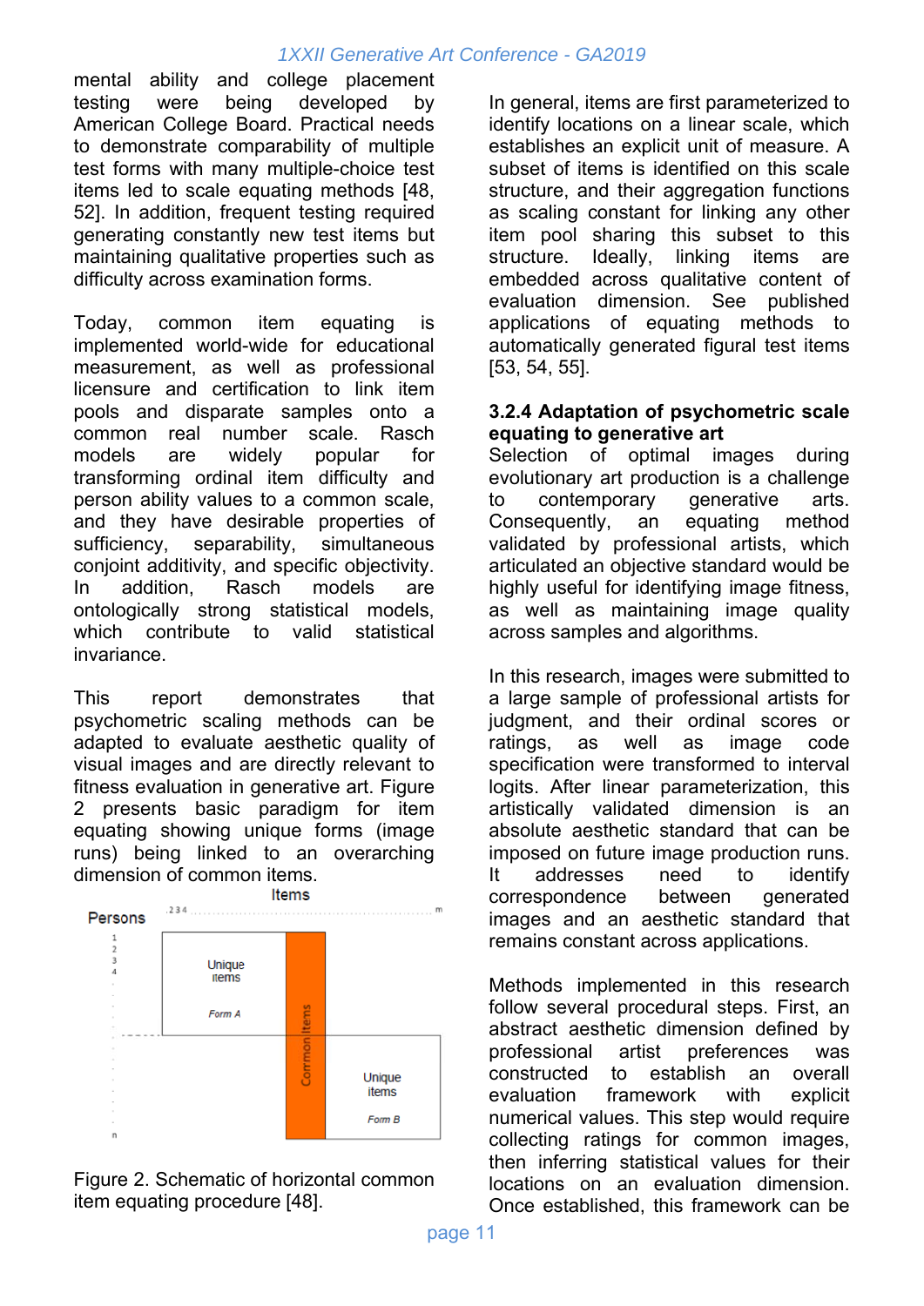mental ability and college placement testing were being developed by American College Board. Practical needs to demonstrate comparability of multiple test forms with many multiple-choice test items led to scale equating methods [48, 52]. In addition, frequent testing required generating constantly new test items but maintaining qualitative properties such as difficulty across examination forms.

Today, common item equating is implemented world-wide for educational measurement, as well as professional licensure and certification to link item pools and disparate samples onto a common real number scale. Rasch models are widely popular for transforming ordinal item difficulty and person ability values to a common scale, and they have desirable properties of sufficiency, separability, simultaneous conjoint additivity, and specific objectivity. In addition, Rasch models are ontologically strong statistical models, which contribute to valid statistical invariance.

This report demonstrates that psychometric scaling methods can be adapted to evaluate aesthetic quality of visual images and are directly relevant to fitness evaluation in generative art. Figure 2 presents basic paradigm for item equating showing unique forms (image runs) being linked to an overarching dimension of common items.

Figure 2. Schematic of horizontal common item equating procedure [48].

In general, items are first parameterized to identify locations on a linear scale, which establishes an explicit unit of measure. A subset of items is identified on this scale structure, and their aggregation functions as scaling constant for linking any other item pool sharing this subset to this structure. Ideally, linking items are embedded across qualitative content of evaluation dimension. See published applications of equating methods to automatically generated figural test items [53, 54, 55].

### 3.2.4 Adaptation of psychometric scale equating to generative art

Selection of optimal images during evolutionary art production is a challenge to contemporary generative arts. Consequently, an equating method validated by professional artists, which articulated an objective standard would be highly useful for identifying image fitness, as well as maintaining image quality across samples and algorithms.

In this research, images were submitted to a large sample of professional artists for judgment, and their ordinal scores or ratings, as well as image code specification were transformed to interval logits. After linear parameterization, this artistically validated dimension is an absolute aesthetic standard that can be imposed on future image production runs. It addresses need to identify correspondence between generated images and an aesthetic standard that remains constant across applications.

Methods implemented in this research follow several procedural steps. First, an abstract aesthetic dimension defined by professional artist preferences was constructed to establish an overall evaluation framework with explicit numerical values. This step would require collecting ratings for common images, then inferring statistical values for their locations on an evaluation dimension. Once established, this framework can be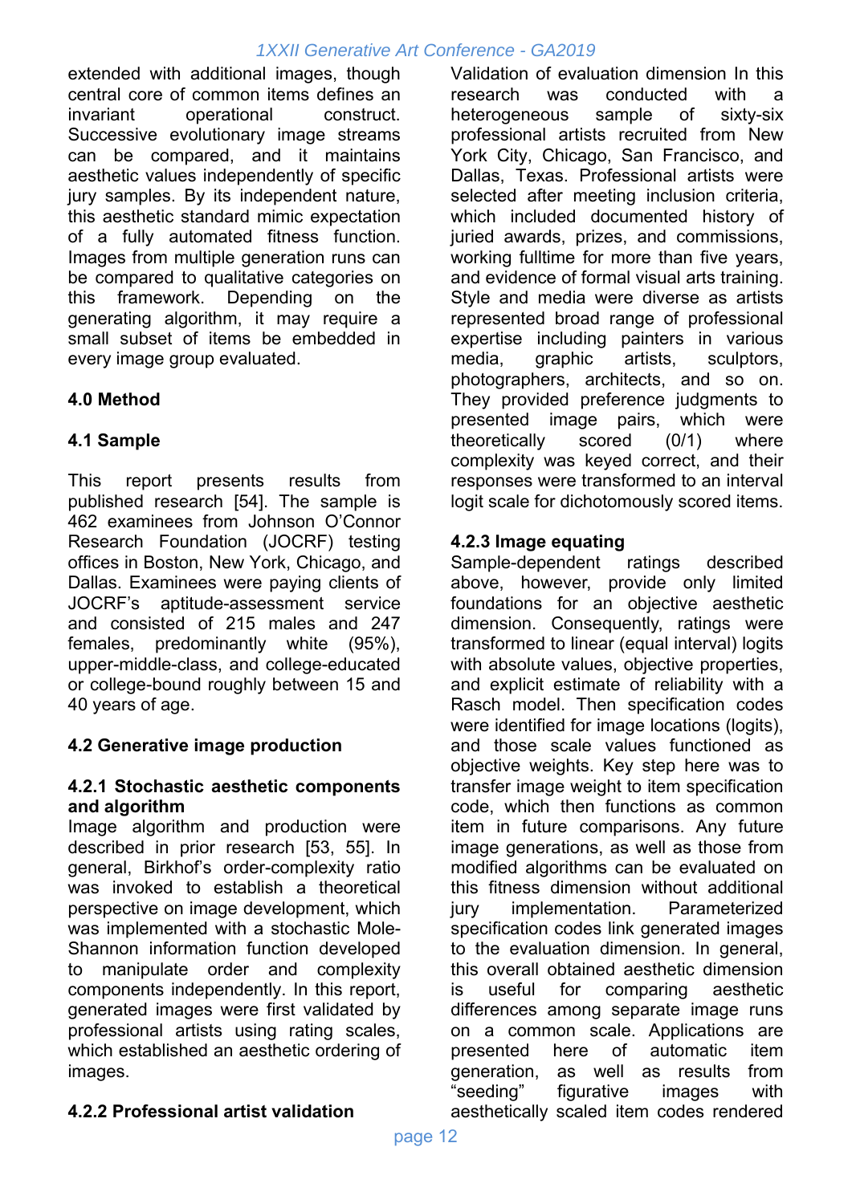extended with additional images, though central core of common items defines an invariant operational construct. Successive evolutionary image streams can be compared, and it maintains aesthetic values independently of specific jury samples. By its independent nature, this aesthetic standard mimic expectation of a fully automated fitness function. Images from multiple generation runs can be compared to qualitative categories on this framework. Depending on the generating algorithm, it may require a small subset of items be embedded in every image group evaluated.

## 4.0 Method

### 4.1 Sample

This report presents results from published research [54]. The sample is 462 examinees from Johnson O'Connor Research Foundation (JOCRF) testing offices in Boston, New York, Chicago, and Dallas. Examinees were paying clients of JOCRF's aptitude-assessment service and consisted of 215 males and 247 females, predominantly white (95%), upper-middle-class, and college-educated or college-bound roughly between 15 and 40 years of age.

### 4.2 Generative image production

#### 4.2.1 Stochastic aesthetic components and algorithm

Image algorithm and production were described in prior research [53, 55]. In general, Birkhof's order-complexity ratio was invoked to establish a theoretical perspective on image development, which was implemented with a stochastic Mole-Shannon information function developed to manipulate order and complexity components independently. In this report, generated images were first validated by professional artists using rating scales, which established an aesthetic ordering of images.

#### 4.2.2 Professional artist validation

Validation of evaluation dimension In this research was conducted with a heterogeneous sample of sixty-six professional artists recruited from New York City, Chicago, San Francisco, and Dallas, Texas. Professional artists were selected after meeting inclusion criteria, which included documented history of juried awards, prizes, and commissions, working fulltime for more than five years, and evidence of formal visual arts training. Style and media were diverse as artists represented broad range of professional expertise including painters in various media, graphic artists, sculptors, photographers, architects, and so on. They provided preference judgments to presented image pairs, which were theoretically scored (0/1) where complexity was keyed correct, and their responses were transformed to an interval logit scale for dichotomously scored items.

#### 4.2.3 Image equating

Sample-dependent ratings described above, however, provide only limited foundations for an objective aesthetic dimension. Consequently, ratings were transformed to linear (equal interval) logits with absolute values, objective properties, and explicit estimate of reliability with a Rasch model. Then specification codes were identified for image locations (logits), and those scale values functioned as objective weights. Key step here was to transfer image weight to item specification code, which then functions as common item in future comparisons. Any future image generations, as well as those from modified algorithms can be evaluated on this fitness dimension without additional jury implementation. Parameterized specification codes link generated images to the evaluation dimension. In general, this overall obtained aesthetic dimension is useful for comparing aesthetic differences among separate image runs on a common scale. Applications are presented here of automatic item generation, as well as results from "seeding" figurative images with aesthetically scaled item codes rendered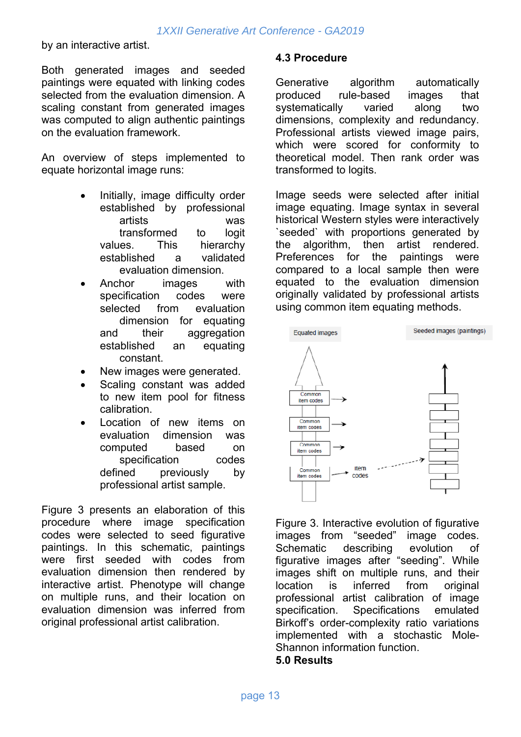by an interactive artist.

Both generated images and seeded paintings were equated with linking codes selected from the evaluation dimension. A scaling constant from generated images was computed to align authentic paintings on the evaluation framework.

An overview of steps implemented to equate horizontal image runs:

- Initially, image difficulty order established by professional artists was transformed to logit values. This hierarchy established a validated evaluation dimension.
- Anchor images with specification codes were selected from evaluation dimension for equating and their aggregation established an equating constant.
- New images were generated.
- Scaling constant was added to new item pool for fitness calibration.
- Location of new items on evaluation dimension was computed based on specification codes defined previously by professional artist sample.

Figure 3 presents an elaboration of this procedure where image specification codes were selected to seed figurative paintings. In this schematic, paintings were first seeded with codes from evaluation dimension then rendered by interactive artist. Phenotype will change on multiple runs, and their location on evaluation dimension was inferred from original professional artist calibration.

### 4.3 Procedure

Generative algorithm automatically produced rule-based images that systematically varied along two dimensions, complexity and redundancy. Professional artists viewed image pairs, which were scored for conformity to theoretical model. Then rank order was transformed to logits.

Image seeds were selected after initial image equating. Image syntax in several historical Western styles were interactively `seeded` with proportions generated by the algorithm, then artist rendered. Preferences for the paintings were compared to a local sample then were equated to the evaluation dimension originally validated by professional artists using common item equating methods.

Equated images | Seeded images (paintings)

Common item codes → Common item codes → Common item codes → Common item codes → item codes

Figure 3. Interactive evolution of figurative images from "seeded" image codes. Schematic describing evolution of figurative images after "seeding". While images shift on multiple runs, and their location is inferred from original professional artist calibration of image specification. Specifications emulated Birkoff's order-complexity ratio variations implemented with a stochastic Mole-Shannon information function.

### 5.0 Results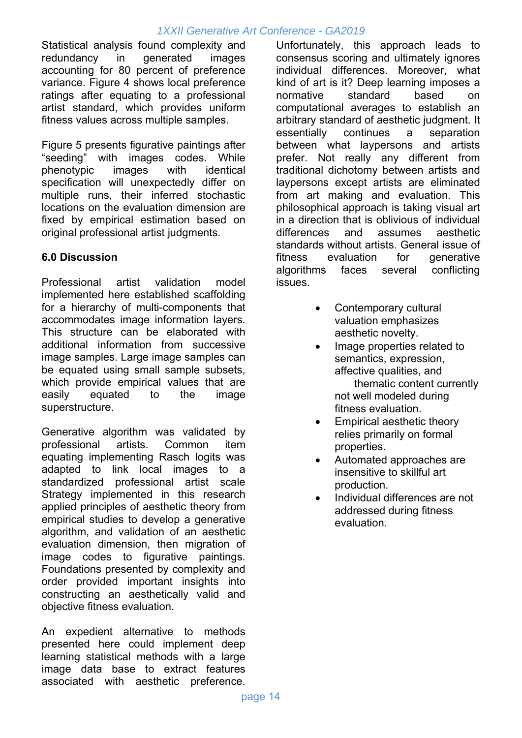Statistical analysis found complexity and redundancy in generated images accounting for 80 percent of preference variance. Figure 4 shows local preference ratings after equating to a professional artist standard, which provides uniform fitness values across multiple samples.

Figure 5 presents figurative paintings after "seeding" with images codes. While phenotypic images with identical specification will unexpectedly differ on multiple runs, their inferred stochastic locations on the evaluation dimension are fixed by empirical estimation based on original professional artist judgments.

**6.0 Discussion**

Professional artist validation model implemented here established scaffolding for a hierarchy of multi-components that accommodates image information layers. This structure can be elaborated with additional information from successive image samples. Large image samples can be equated using small sample subsets, which provide empirical values that are easily equated to the image superstructure.

Generative algorithm was validated by professional artists. Common item equating implementing Rasch logits was adapted to link local images to a standardized professional artist scale Strategy implemented in this research applied principles of aesthetic theory from empirical studies to develop a generative algorithm, and validation of an aesthetic evaluation dimension, then migration of image codes to figurative paintings. Foundations presented by complexity and order provided important insights into constructing an aesthetically valid and objective fitness evaluation.

An expedient alternative to methods presented here could implement deep learning statistical methods with a large image data base to extract features associated with aesthetic preference. Unfortunately, this approach leads to consensus scoring and ultimately ignores individual differences. Moreover, what kind of art is it? Deep learning imposes a normative standard based on computational averages to establish an arbitrary standard of aesthetic judgment. It essentially continues a separation between what laypersons and artists prefer. Not really any different from traditional dichotomy between artists and laypersons except artists are eliminated from art making and evaluation. This philosophical approach is taking visual art in a direction that is oblivious of individual differences and assumes aesthetic standards without artists. General issue of fitness evaluation for generative algorithms faces several conflicting issues.

- Contemporary cultural valuation emphasizes aesthetic novelty.
- Image properties related to semantics, expression, affective qualities, and thematic content currently not well modeled during fitness evaluation.
- Empirical aesthetic theory relies primarily on formal properties.
- Automated approaches are insensitive to skillful art production.
- Individual differences are not addressed during fitness evaluation.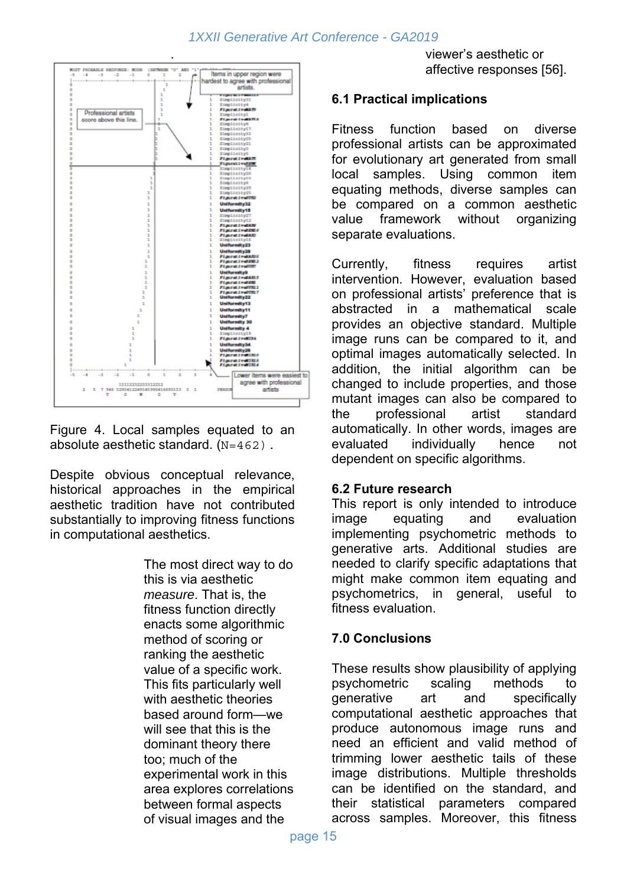viewer's aesthetic or affective responses [56].

Figure 4. Local samples equated to an absolute aesthetic standard. (N=462).

Despite obvious conceptual relevance, historical approaches in the empirical aesthetic tradition have not contributed substantially to improving fitness functions in computational aesthetics.

The most direct way to do this is via aesthetic *measure*. That is, the fitness function directly enacts some algorithmic method of scoring or ranking the aesthetic value of a specific work. This fits particularly well with aesthetic theories based around form—we will see that this is the dominant theory there too; much of the experimental work in this area explores correlations between formal aspects of visual images and the

### 6.1 Practical implications

Fitness function based on diverse professional artists can be approximated for evolutionary art generated from small local samples. Using common item equating methods, diverse samples can be compared on a common aesthetic value framework without organizing separate evaluations.

Currently, fitness requires artist intervention. However, evaluation based on professional artists' preference that is abstracted in a mathematical scale provides an objective standard. Multiple image runs can be compared to it, and optimal images automatically selected. In addition, the initial algorithm can be changed to include properties, and those mutant images can also be compared to the professional artist standard automatically. In other words, images are evaluated individually hence not dependent on specific algorithms.

### 6.2 Future research

This report is only intended to introduce image equating and evaluation implementing psychometric methods to generative arts. Additional studies are needed to clarify specific adaptations that might make common item equating and psychometrics, in general, useful to fitness evaluation.

### 7.0 Conclusions

These results show plausibility of applying psychometric scaling methods to generative art and specifically computational aesthetic approaches that produce autonomous image runs and need an efficient and valid method of trimming lower aesthetic tails of these image distributions. Multiple thresholds can be identified on the standard, and their statistical parameters compared across samples. Moreover, this fitness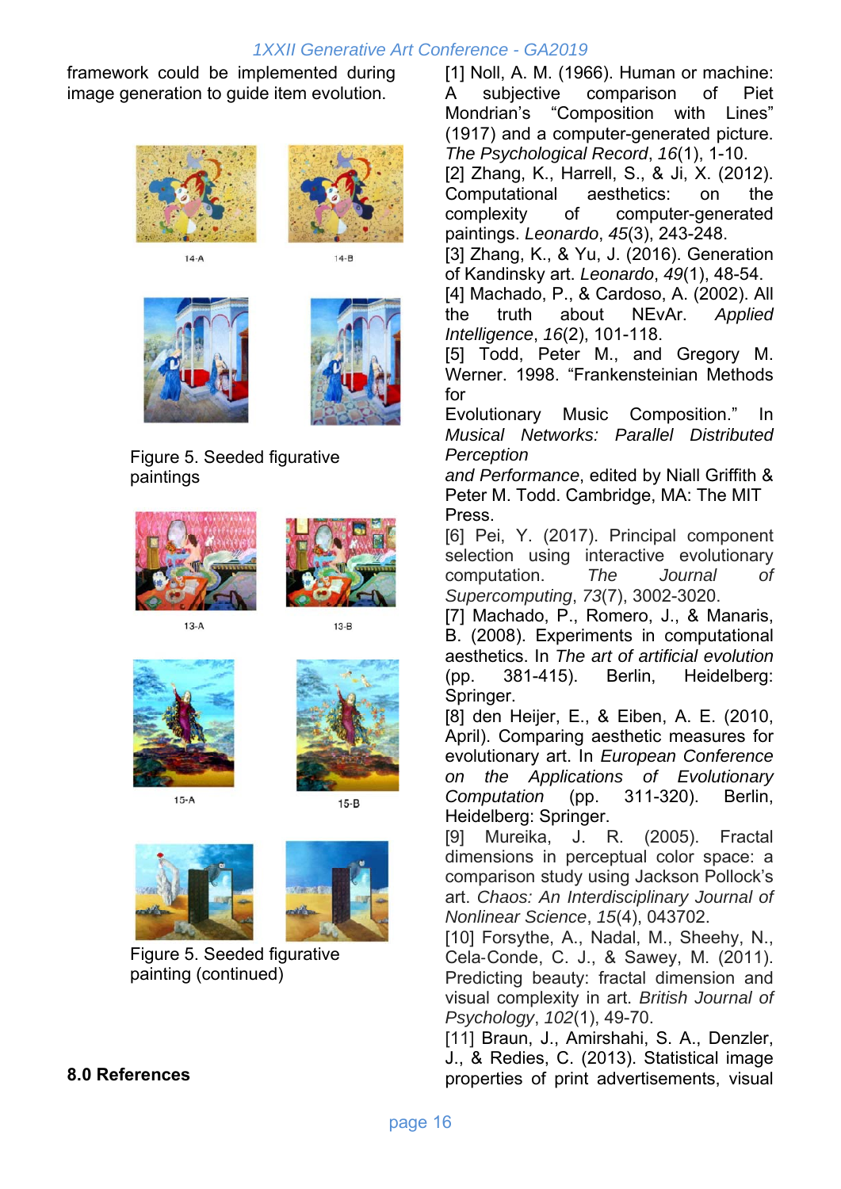framework could be implemented during image generation to guide item evolution.

14-A

14-B

Figure 5. Seeded figurative paintings

13-A

13-B

15-A

15-B

Figure 5. Seeded figurative painting (continued)

## 8.0 References

[1] Noll, A. M. (1966). Human or machine: A subjective comparison of Piet Mondrian's "Composition with Lines" (1917) and a computer-generated picture. *The Psychological Record*, *16*(1), 1-10.

[2] Zhang, K., Harrell, S., & Ji, X. (2012). Computational aesthetics: on the complexity of computer-generated paintings. *Leonardo*, *45*(3), 243-248.

[3] Zhang, K., & Yu, J. (2016). Generation of Kandinsky art. *Leonardo*, *49*(1), 48-54.

[4] Machado, P., & Cardoso, A. (2002). All the truth about NEvAr. *Applied Intelligence*, *16*(2), 101-118.

[5] Todd, Peter M., and Gregory M. Werner. 1998. "Frankensteinian Methods for Evolutionary Music Composition." In *Musical Networks: Parallel Distributed Perception and Performance*, edited by Niall Griffith & Peter M. Todd. Cambridge, MA: The MIT Press.

[6] Pei, Y. (2017). Principal component selection using interactive evolutionary computation. *The Journal of Supercomputing*, *73*(7), 3002-3020.

[7] Machado, P., Romero, J., & Manaris, B. (2008). Experiments in computational aesthetics. In *The art of artificial evolution* (pp. 381-415). Berlin, Heidelberg: Springer.

[8] den Heijer, E., & Eiben, A. E. (2010, April). Comparing aesthetic measures for evolutionary art. In *European Conference on the Applications of Evolutionary Computation* (pp. 311-320). Berlin, Heidelberg: Springer.

[9] Mureika, J. R. (2005). Fractal dimensions in perceptual color space: a comparison study using Jackson Pollock's art. *Chaos: An Interdisciplinary Journal of Nonlinear Science*, *15*(4), 043702.

[10] Forsythe, A., Nadal, M., Sheehy, N., Cela-Conde, C. J., & Sawey, M. (2011). Predicting beauty: fractal dimension and visual complexity in art. *British Journal of Psychology*, *102*(1), 49-70.

[11] Braun, J., Amirshahi, S. A., Denzler, J., & Redies, C. (2013). Statistical image properties of print advertisements, visual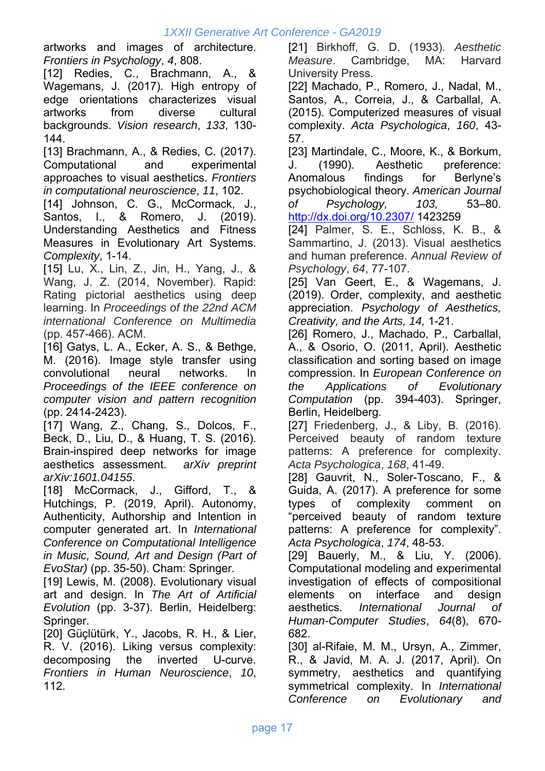artworks and images of architecture. *Frontiers in Psychology*, *4*, 808.

[12] Redies, C., Brachmann, A., & Wagemans, J. (2017). High entropy of edge orientations characterizes visual artworks from diverse cultural backgrounds. *Vision research*, *133*, 130-144.

[13] Brachmann, A., & Redies, C. (2017). Computational and experimental approaches to visual aesthetics. *Frontiers in computational neuroscience*, *11*, 102.

[14] Johnson, C. G., McCormack, J., Santos, I., & Romero, J. (2019). Understanding Aesthetics and Fitness Measures in Evolutionary Art Systems. *Complexity*, 1-14.

[15] Lu, X., Lin, Z., Jin, H., Yang, J., & Wang, J. Z. (2014, November). Rapid: Rating pictorial aesthetics using deep learning. In *Proceedings of the 22nd ACM international Conference on Multimedia* (pp. 457-466). ACM.

[16] Gatys, L. A., Ecker, A. S., & Bethge, M. (2016). Image style transfer using convolutional neural networks. In *Proceedings of the IEEE conference on computer vision and pattern recognition* (pp. 2414-2423).

[17] Wang, Z., Chang, S., Dolcos, F., Beck, D., Liu, D., & Huang, T. S. (2016). Brain-inspired deep networks for image aesthetics assessment. *arXiv preprint arXiv:1601.04155*.

[18] McCormack, J., Gifford, T., & Hutchings, P. (2019, April). Autonomy, Authenticity, Authorship and Intention in computer generated art. In *International Conference on Computational Intelligence in Music, Sound, Art and Design (Part of EvoStar)* (pp. 35-50). Cham: Springer.

[19] Lewis, M. (2008). Evolutionary visual art and design. In *The Art of Artificial Evolution* (pp. 3-37). Berlin, Heidelberg: Springer.

[20] Güçlütürk, Y., Jacobs, R. H., & Lier, R. V. (2016). Liking versus complexity: decomposing the inverted U-curve. *Frontiers in Human Neuroscience*, *10*, 112.

[21] Birkhoff, G. D. (1933). *Aesthetic Measure*. Cambridge, MA: Harvard University Press.

[22] Machado, P., Romero, J., Nadal, M., Santos, A., Correia, J., & Carballal, A. (2015). Computerized measures of visual complexity. *Acta Psychologica*, *160*, 43-57.

[23] Martindale, C., Moore, K., & Borkum, J. (1990). Aesthetic preference: Anomalous findings for Berlyne's psychobiological theory. *American Journal of Psychology, 103,* 53–80. http://dx.doi.org/10.2307/ 1423259

[24] Palmer, S. E., Schloss, K. B., & Sammartino, J. (2013). Visual aesthetics and human preference. *Annual Review of Psychology*, *64*, 77-107.

[25] Van Geert, E., & Wagemans, J. (2019). Order, complexity, and aesthetic appreciation. *Psychology of Aesthetics, Creativity, and the Arts, 14,* 1-21.

[26] Romero, J., Machado, P., Carballal, A., & Osorio, O. (2011, April). Aesthetic classification and sorting based on image compression. In *European Conference on the Applications of Evolutionary Computation* (pp. 394-403). Springer, Berlin, Heidelberg.

[27] Friedenberg, J., & Liby, B. (2016). Perceived beauty of random texture patterns: A preference for complexity. *Acta Psychologica*, *168*, 41-49.

[28] Gauvrit, N., Soler-Toscano, F., & Guida, A. (2017). A preference for some types of complexity comment on "perceived beauty of random texture patterns: A preference for complexity". *Acta Psychologica*, *174*, 48-53.

[29] Bauerly, M., & Liu, Y. (2006). Computational modeling and experimental investigation of effects of compositional elements on interface and design aesthetics. *International Journal of Human-Computer Studies*, *64*(8), 670-682.

[30] al-Rifaie, M. M., Ursyn, A., Zimmer, R., & Javid, M. A. J. (2017, April). On symmetry, aesthetics and quantifying symmetrical complexity. In *International Conference on Evolutionary and*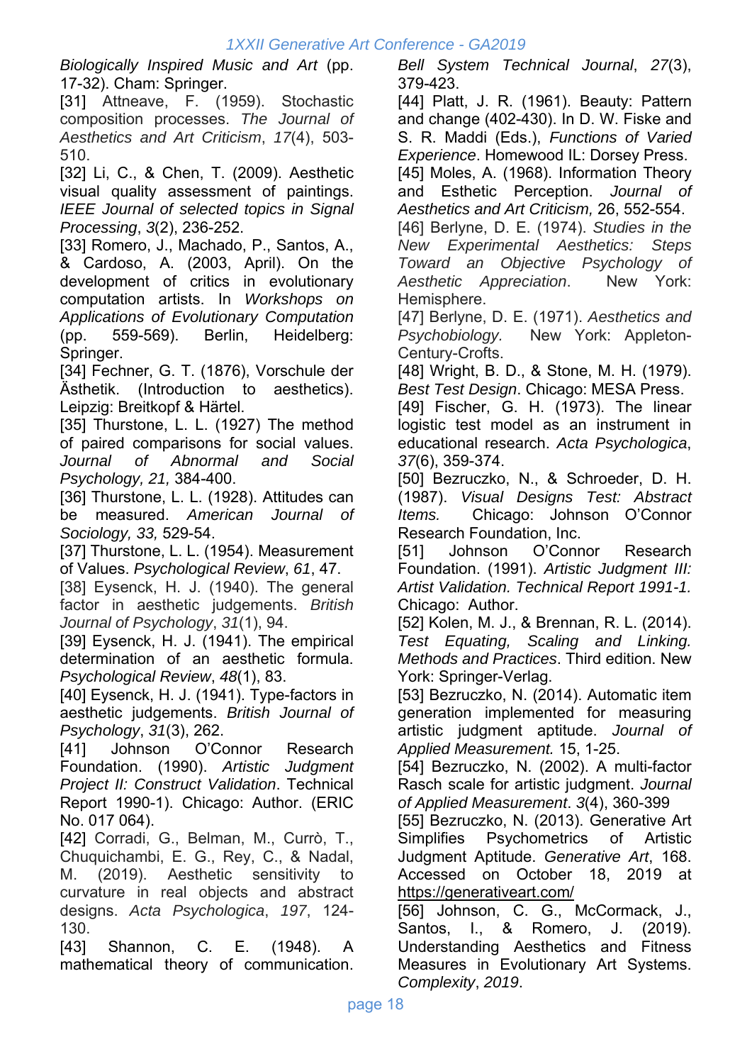*Biologically Inspired Music and Art* (pp. 17-32). Cham: Springer.

[31] Attneave, F. (1959). Stochastic composition processes. *The Journal of Aesthetics and Art Criticism*, *17*(4), 503-510.

[32] Li, C., & Chen, T. (2009). Aesthetic visual quality assessment of paintings. *IEEE Journal of selected topics in Signal Processing*, *3*(2), 236-252.

[33] Romero, J., Machado, P., Santos, A., & Cardoso, A. (2003, April). On the development of critics in evolutionary computation artists. In *Workshops on Applications of Evolutionary Computation* (pp. 559-569). Berlin, Heidelberg: Springer.

[34] Fechner, G. T. (1876), Vorschule der Ästhetik. (Introduction to aesthetics). Leipzig: Breitkopf & Härtel.

[35] Thurstone, L. L. (1927) The method of paired comparisons for social values. *Journal of Abnormal and Social Psychology, 21,* 384-400.

[36] Thurstone, L. L. (1928). Attitudes can be measured. *American Journal of Sociology, 33,* 529-54.

[37] Thurstone, L. L. (1954). Measurement of Values. *Psychological Review*, *61*, 47.

[38] Eysenck, H. J. (1940). The general factor in aesthetic judgements. *British Journal of Psychology*, *31*(1), 94.

[39] Eysenck, H. J. (1941). The empirical determination of an aesthetic formula. *Psychological Review*, *48*(1), 83.

[40] Eysenck, H. J. (1941). Type-factors in aesthetic judgements. *British Journal of Psychology*, *31*(3), 262.

[41] Johnson O'Connor Research Foundation. (1990). *Artistic Judgment Project II: Construct Validation*. Technical Report 1990-1). Chicago: Author. (ERIC No. 017 064).

[42] Corradi, G., Belman, M., Currò, T., Chuquichambi, E. G., Rey, C., & Nadal, M. (2019). Aesthetic sensitivity to curvature in real objects and abstract designs. *Acta Psychologica*, *197*, 124-130.

[43] Shannon, C. E. (1948). A mathematical theory of communication. *Bell System Technical Journal*, *27*(3), 379-423.

[44] Platt, J. R. (1961). Beauty: Pattern and change (402-430). In D. W. Fiske and S. R. Maddi (Eds.), *Functions of Varied Experience*. Homewood IL: Dorsey Press.

[45] Moles, A. (1968). Information Theory and Esthetic Perception. *Journal of Aesthetics and Art Criticism,* 26, 552-554.

[46] Berlyne, D. E. (1974). *Studies in the New Experimental Aesthetics: Steps Toward an Objective Psychology of Aesthetic Appreciation*. New York: Hemisphere.

[47] Berlyne, D. E. (1971). *Aesthetics and Psychobiology.* New York: Appleton-Century-Crofts.

[48] Wright, B. D., & Stone, M. H. (1979). *Best Test Design*. Chicago: MESA Press.

[49] Fischer, G. H. (1973). The linear logistic test model as an instrument in educational research. *Acta Psychologica*, *37*(6), 359-374.

[50] Bezruczko, N., & Schroeder, D. H. (1987). *Visual Designs Test: Abstract Items.* Chicago: Johnson O'Connor Research Foundation, Inc.

[51] Johnson O'Connor Research Foundation. (1991). *Artistic Judgment III: Artist Validation. Technical Report 1991-1.* Chicago: Author.

[52] Kolen, M. J., & Brennan, R. L. (2014). *Test Equating, Scaling and Linking. Methods and Practices*. Third edition. New York: Springer-Verlag.

[53] Bezruczko, N. (2014). Automatic item generation implemented for measuring artistic judgment aptitude. *Journal of Applied Measurement.* 15, 1-25.

[54] Bezruczko, N. (2002). A multi-factor Rasch scale for artistic judgment. *Journal of Applied Measurement*. *3*(4), 360-399

[55] Bezruczko, N. (2013). Generative Art Simplifies Psychometrics of Artistic Judgment Aptitude. *Generative Art*, 168. Accessed on October 18, 2019 at https://generativeart.com/

[56] Johnson, C. G., McCormack, J., Santos, I., & Romero, J. (2019). Understanding Aesthetics and Fitness Measures in Evolutionary Art Systems. *Complexity*, *2019*.